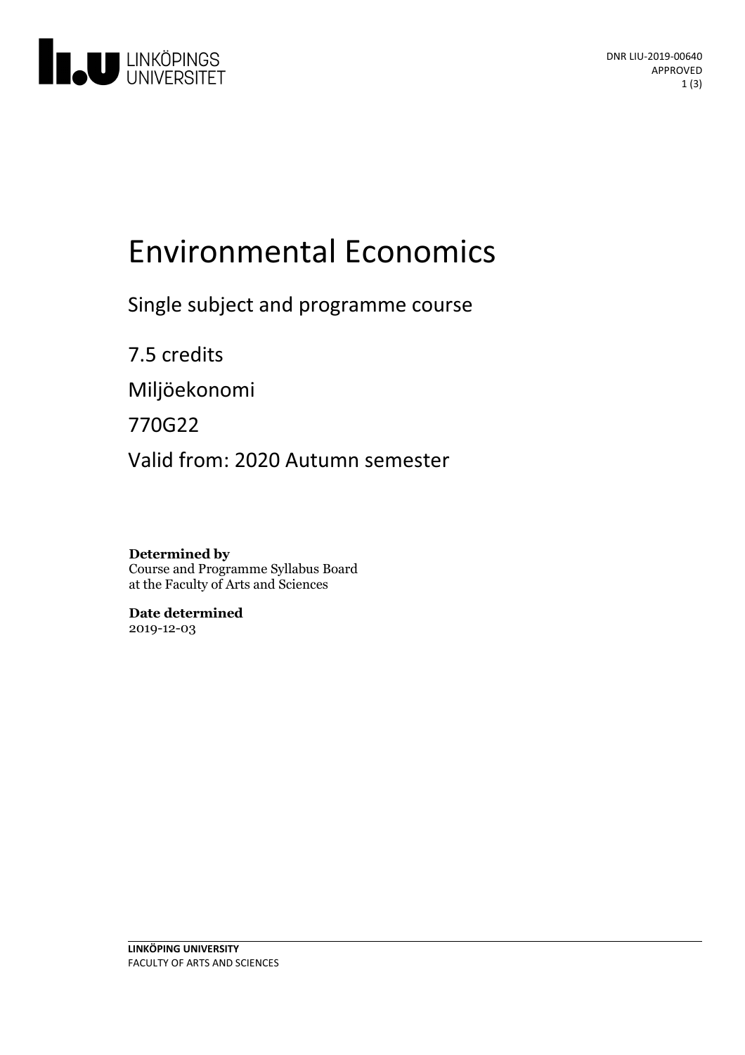DNR LIU-2019-00640
APPROVED

# Environmental Economics

Single subject and programme course

7.5 credits

Miljöekonomi

770G22

Valid from: 2020 Autumn semester

**Determined by**
Course and Programme Syllabus Board at the Faculty of Arts and Sciences

**Date determined**
2019-12-03

**LINKÖPING UNIVERSITY**
FACULTY OF ARTS AND SCIENCES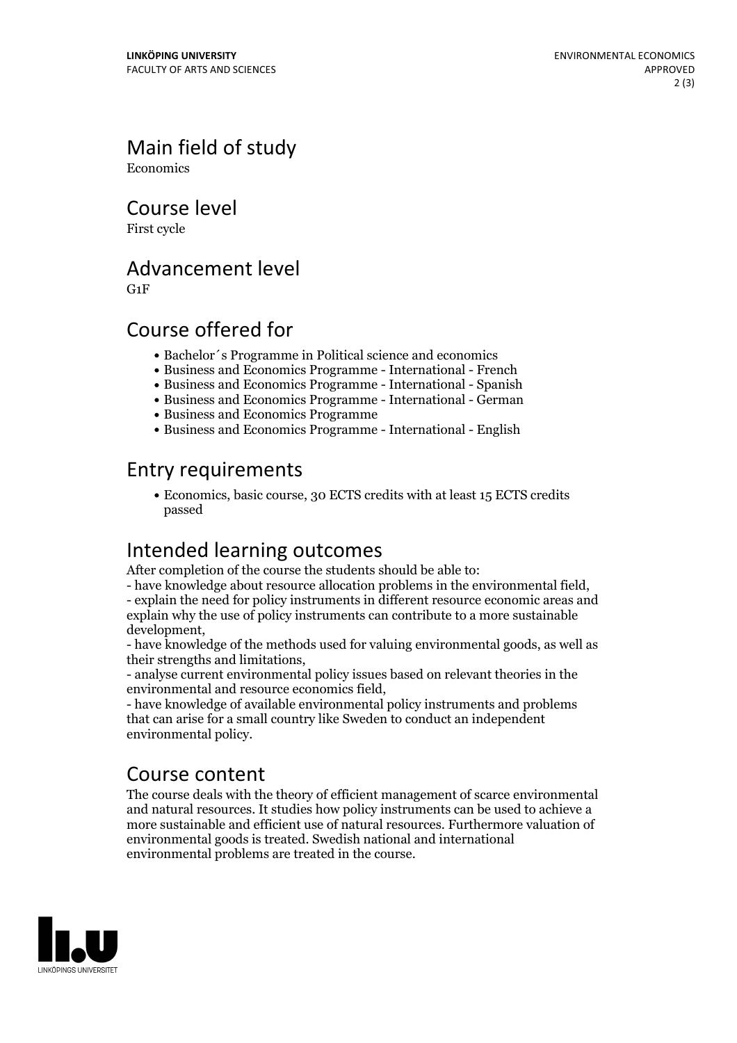## Main field of study

Economics

## Course level

First cycle

## Advancement level

G1F

## Course offered for

- Bachelor´s Programme in Political science and economics
- Business and Economics Programme - International - French
- Business and Economics Programme - International - Spanish
- Business and Economics Programme - International - German
- Business and Economics Programme
- Business and Economics Programme - International - English

## Entry requirements

- Economics, basic course, 30 ECTS credits with at least 15 ECTS credits passed

## Intended learning outcomes

After completion of the course the students should be able to:
- have knowledge about resource allocation problems in the environmental field,
- explain the need for policy instruments in different resource economic areas and explain why the use of policy instruments can contribute to a more sustainable development,
- have knowledge of the methods used for valuing environmental goods, as well as their strengths and limitations,
- analyse current environmental policy issues based on relevant theories in the environmental and resource economics field,
- have knowledge of available environmental policy instruments and problems that can arise for a small country like Sweden to conduct an independent environmental policy.

## Course content

The course deals with the theory of efficient management of scarce environmental and natural resources. It studies how policy instruments can be used to achieve a more sustainable and efficient use of natural resources. Furthermore valuation of environmental goods is treated. Swedish national and international environmental problems are treated in the course.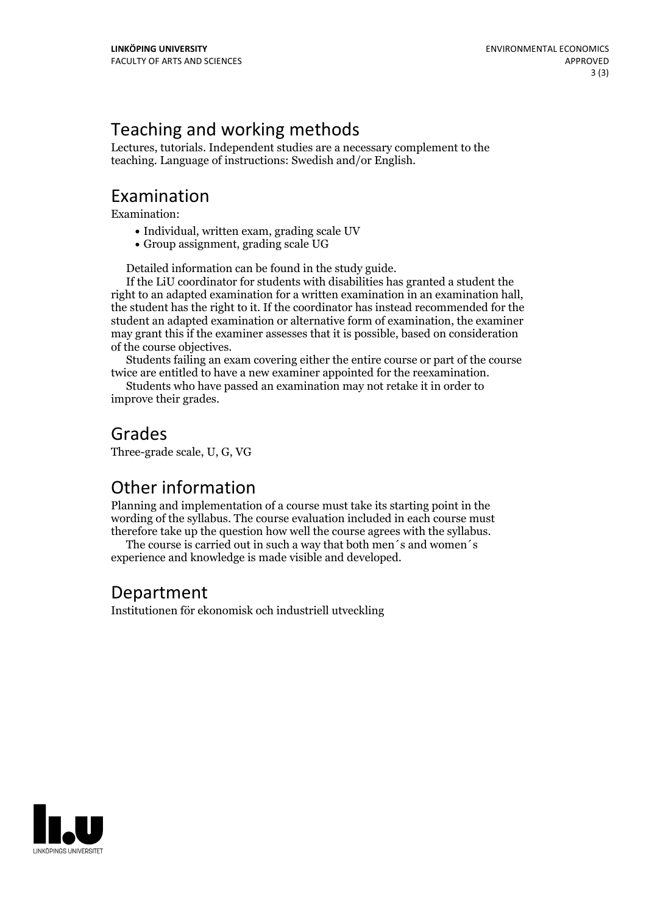## Teaching and working methods

Lectures, tutorials. Independent studies are a necessary complement to the teaching. Language of instructions: Swedish and/or English.

## Examination

Examination:

- Individual, written exam, grading scale UV
- Group assignment, grading scale UG

Detailed information can be found in the study guide.

If the LiU coordinator for students with disabilities has granted a student the right to an adapted examination for a written examination in an examination hall, the student has the right to it. If the coordinator has instead recommended for the student an adapted examination or alternative form of examination, the examiner may grant this if the examiner assesses that it is possible, based on consideration of the course objectives.

Students failing an exam covering either the entire course or part of the course twice are entitled to have a new examiner appointed for the reexamination.

Students who have passed an examination may not retake it in order to improve their grades.

## Grades

Three-grade scale, U, G, VG

## Other information

Planning and implementation of a course must take its starting point in the wording of the syllabus. The course evaluation included in each course must therefore take up the question how well the course agrees with the syllabus.

The course is carried out in such a way that both men´s and women´s experience and knowledge is made visible and developed.

## Department

Institutionen för ekonomisk och industriell utveckling